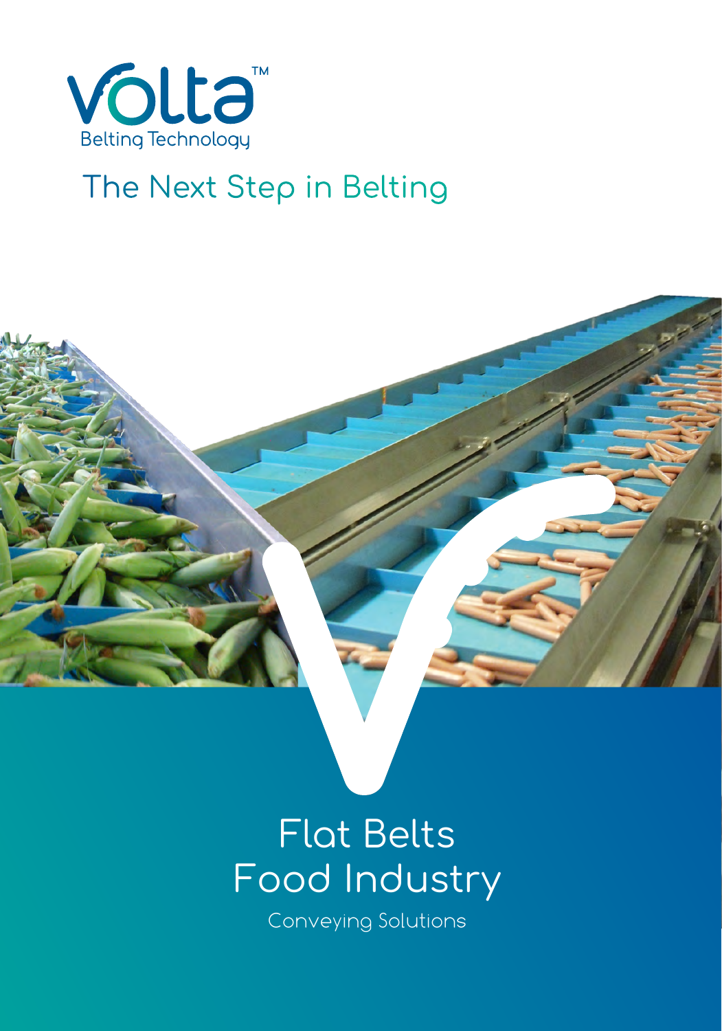Volta™

Belting Technology

## The Next Step in Belting

# Flat Belts Food Industry

Conveying Solutions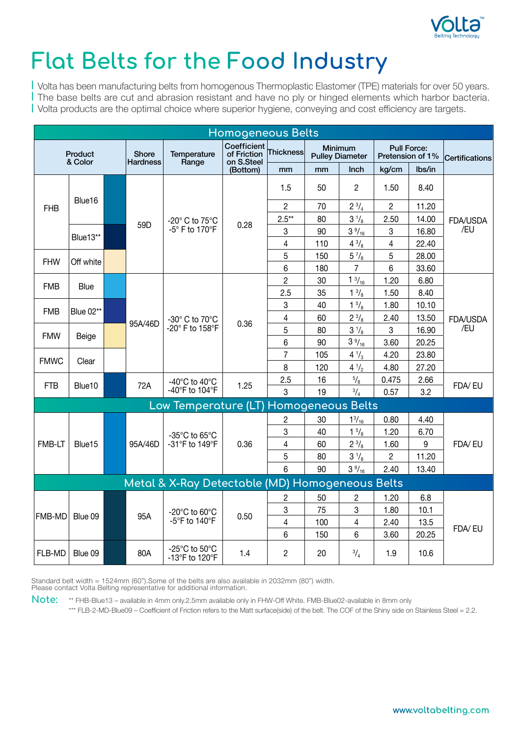# Flat Belts for the Food Industry

| Volta has been manufacturing belts from homogenous Thermoplastic Elastomer (TPE) materials for over 50 years.
| The base belts are cut and abrasion resistant and have no ply or hinged elements which harbor bacteria.
| Volta products are the optimal choice where superior hygiene, conveying and cost efficiency are targets.

| Product & Color | | Shore Hardness | Temperature Range | Coefficient of Friction on S.Steel (Bottom) | Thickness | Minimum Pulley Diameter | | Pull Force: Pretension of 1% | | Certifications |
|---|---|---|---|---|---|---|---|---|---|---|
| | | | | | mm | mm | Inch | kg/cm | lbs/in | |
| **Homogeneous Belts** | | | | | | | | | | |
| FHB | Blue16 | 59D | -20° C to 75°C -5° F to 170°F | 0.28 | 1.5 | 50 | 2 | 1.50 | 8.40 | FDA/USDA /EU |
| | | | | | 2 | 70 | 2 3/4 | 2 | 11.20 | |
| | Blue13** | | | | 2.5** | 80 | 3 1/8 | 2.50 | 14.00 | |
| | | | | | 3 | 90 | 3 9/16 | 3 | 16.80 | |
| | | | | | 4 | 110 | 4 3/8 | 4 | 22.40 | |
| FHW | Off white | | | | 5 | 150 | 5 7/8 | 5 | 28.00 | |
| | | | | | 6 | 180 | 7 | 6 | 33.60 | |
| FMB | Blue | 95A/46D | -30° C to 70°C -20° F to 158°F | 0.36 | 2 | 30 | 1 3/16 | 1.20 | 6.80 | FDA/USDA /EU |
| | | | | | 2.5 | 35 | 1 3/8 | 1.50 | 8.40 | |
| FMB | Blue 02** | | | | 3 | 40 | 1 5/8 | 1.80 | 10.10 | |
| | | | | | 4 | 60 | 2 3/8 | 2.40 | 13.50 | |
| FMW | Beige | | | | 5 | 80 | 3 1/8 | 3 | 16.90 | |
| | | | | | 6 | 90 | 3 9/16 | 3.60 | 20.25 | |
| FMWC | Clear | | | | 7 | 105 | 4 1/3 | 4.20 | 23.80 | |
| | | | | | 8 | 120 | 4 1/2 | 4.80 | 27.20 | |
| FTB | Blue10 | 72A | -40°C to 40°C -40°F to 104°F | 1.25 | 2.5 | 16 | 5/8 | 0.475 | 2.66 | FDA/ EU |
| | | | | | 3 | 19 | 3/4 | 0.57 | 3.2 | |
| **Low Temperature (LT) Homogeneous Belts** | | | | | | | | | | |
| FMB-LT | Blue15 | 95A/46D | -35°C to 65°C -31°F to 149°F | 0.36 | 2 | 30 | 13/16 | 0.80 | 4.40 | FDA/ EU |
| | | | | | 3 | 40 | 1 5/8 | 1.20 | 6.70 | |
| | | | | | 4 | 60 | 2 3/8 | 1.60 | 9 | |
| | | | | | 5 | 80 | 3 1/8 | 2 | 11.20 | |
| | | | | | 6 | 90 | 3 9/16 | 2.40 | 13.40 | |
| **Metal & X-Ray Detectable (MD) Homogeneous Belts** | | | | | | | | | | |
| FMB-MD | Blue 09 | 95A | -20°C to 60°C -5°F to 140°F | 0.50 | 2 | 50 | 2 | 1.20 | 6.8 | FDA/ EU |
| | | | | | 3 | 75 | 3 | 1.80 | 10.1 | |
| | | | | | 4 | 100 | 4 | 2.40 | 13.5 | |
| | | | | | 6 | 150 | 6 | 3.60 | 20.25 | |
| FLB-MD | Blue 09 | 80A | -25°C to 50°C -13°F to 120°F | 1.4 | 2 | 20 | 3/4 | 1.9 | 10.6 | |

Standard belt width = 1524mm (60").Some of the belts are also available in 2032mm (80") width.
Please contact Volta Belting representative for additional information.

**Note:** ** FHB-Blue13 – available in 4mm only.2.5mm available only in FHW-Off White. FMB-Blue02-available in 8mm only

*** FLB-2-MD-Blue09 – Coefficient of Friction refers to the Matt surface(side) of the belt. The COF of the Shiny side on Stainless Steel = 2.2.

www.voltabelting.com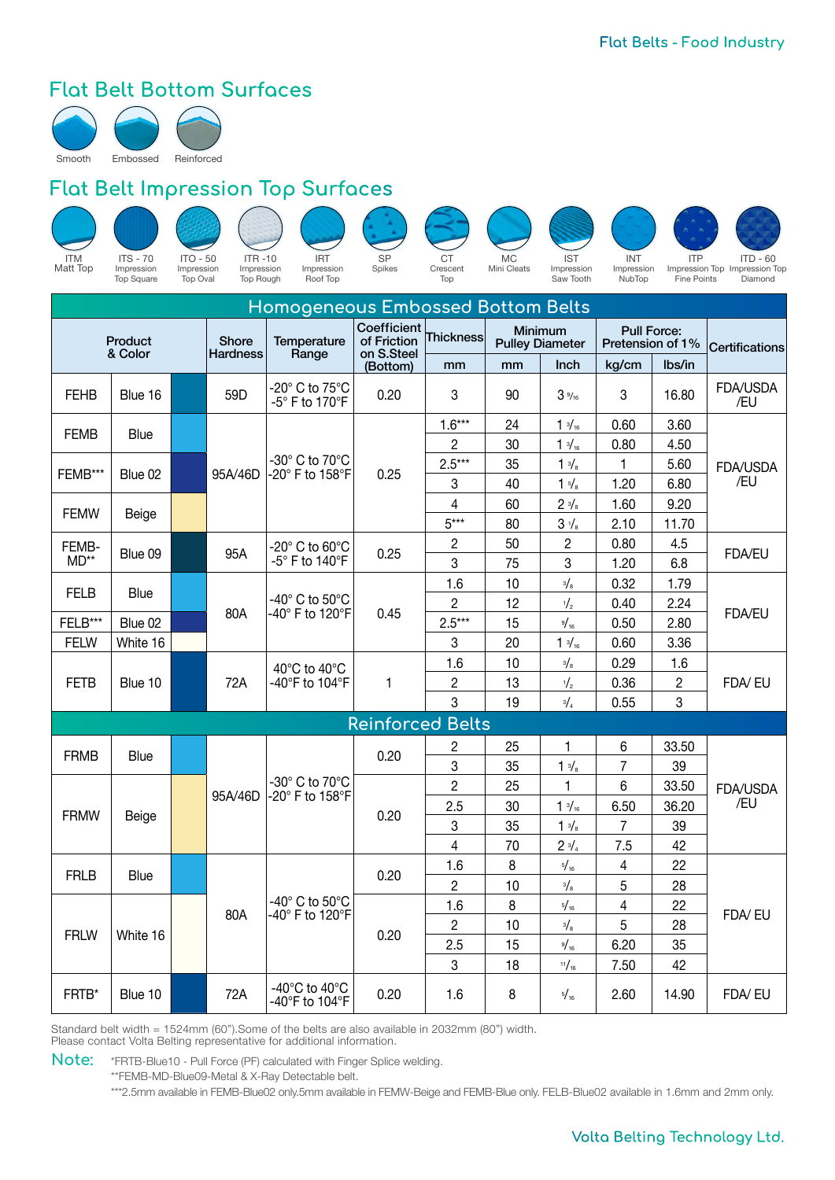## Flat Belt Bottom Surfaces

Smooth · Embossed · Reinforced

## Flat Belt Impression Top Surfaces

ITM Matt Top · ITS - 70 Impression Top Square · ITO - 50 Impression Top Oval · ITR -10 Impression Top Rough · IRT Impression Roof Top · SP Spikes · CT Crescent Top · MC Mini Cleats · IST Impression Saw Tooth · INT Impression NubTop · ITP Impression Top Fine Points · ITD - 60 Impression Top Diamond

| Product & Color | | | Shore Hardness | Temperature Range | Coefficient of Friction on S.Steel (Bottom) | Thickness | Minimum Pulley Diameter | | Pull Force: Pretension of 1% | | Certifications |
|---|---|---|---|---|---|---|---|---|---|---|---|
| | | | | | | mm | mm | Inch | kg/cm | lbs/in | |
| **Homogeneous Embossed Bottom Belts** | | | | | | | | | | | |
| FEHB | Blue 16 | | 59D | -20° C to 75°C -5° F to 170°F | 0.20 | 3 | 90 | 3 9/16 | 3 | 16.80 | FDA/USDA /EU |
| FEMB | Blue | | 95A/46D | -30° C to 70°C -20° F to 158°F | 0.25 | 1.6*** | 24 | 1 3/16 | 0.60 | 3.60 | FDA/USDA /EU |
| | | | | | | 2 | 30 | 1 3/16 | 0.80 | 4.50 | |
| FEMB*** | Blue 02 | | | | | 2.5*** | 35 | 1 3/8 | 1 | 5.60 | |
| | | | | | | 3 | 40 | 1 5/8 | 1.20 | 6.80 | |
| FEMW | Beige | | | | | 4 | 60 | 2 3/8 | 1.60 | 9.20 | |
| | | | | | | 5*** | 80 | 3 1/8 | 2.10 | 11.70 | |
| FEMB-MD** | Blue 09 | | 95A | -20° C to 60°C -5° F to 140°F | 0.25 | 2 | 50 | 2 | 0.80 | 4.5 | FDA/EU |
| | | | | | | 3 | 75 | 3 | 1.20 | 6.8 | |
| FELB | Blue | | 80A | -40° C to 50°C -40° F to 120°F | 0.45 | 1.6 | 10 | 3/8 | 0.32 | 1.79 | FDA/EU |
| | | | | | | 2 | 12 | 1/2 | 0.40 | 2.24 | |
| FELB*** | Blue 02 | | | | | 2.5*** | 15 | 9/16 | 0.50 | 2.80 | |
| FELW | White 16 | | | | | 3 | 20 | 1 3/16 | 0.60 | 3.36 | |
| FETB | Blue 10 | | 72A | 40°C to 40°C -40°F to 104°F | 1 | 1.6 | 10 | 3/8 | 0.29 | 1.6 | FDA/ EU |
| | | | | | | 2 | 13 | 1/2 | 0.36 | 2 | |
| | | | | | | 3 | 19 | 3/4 | 0.55 | 3 | |
| **Reinforced Belts** | | | | | | | | | | | |
| FRMB | Blue | | 95A/46D | -30° C to 70°C -20° F to 158°F | 0.20 | 2 | 25 | 1 | 6 | 33.50 | FDA/USDA /EU |
| | | | | | | 3 | 35 | 1 3/8 | 7 | 39 | |
| FRMW | Beige | | | | 0.20 | 2 | 25 | 1 | 6 | 33.50 | |
| | | | | | | 2.5 | 30 | 1 3/16 | 6.50 | 36.20 | |
| | | | | | | 3 | 35 | 1 3/8 | 7 | 39 | |
| | | | | | | 4 | 70 | 2 3/4 | 7.5 | 42 | |
| FRLB | Blue | | 80A | -40° C to 50°C -40° F to 120°F | 0.20 | 1.6 | 8 | 5/16 | 4 | 22 | FDA/ EU |
| | | | | | | 2 | 10 | 3/8 | 5 | 28 | |
| FRLW | White 16 | | | | 0.20 | 1.6 | 8 | 5/16 | 4 | 22 | |
| | | | | | | 2 | 10 | 3/8 | 5 | 28 | |
| | | | | | | 2.5 | 15 | 9/16 | 6.20 | 35 | |
| | | | | | | 3 | 18 | 11/16 | 7.50 | 42 | |
| FRTB* | Blue 10 | | 72A | -40°C to 40°C -40°F to 104°F | 0.20 | 1.6 | 8 | 5/16 | 2.60 | 14.90 | FDA/ EU |

Standard belt width = 1524mm (60").Some of the belts are also available in 2032mm (80") width.
Please contact Volta Belting representative for additional information.

**Note:** *FRTB-Blue10 - Pull Force (PF) calculated with Finger Splice welding.
**FEMB-MD-Blue09-Metal & X-Ray Detectable belt.
***2.5mm available in FEMB-Blue02 only.5mm available in FEMW-Beige and FEMB-Blue only. FELB-Blue02 available in 1.6mm and 2mm only.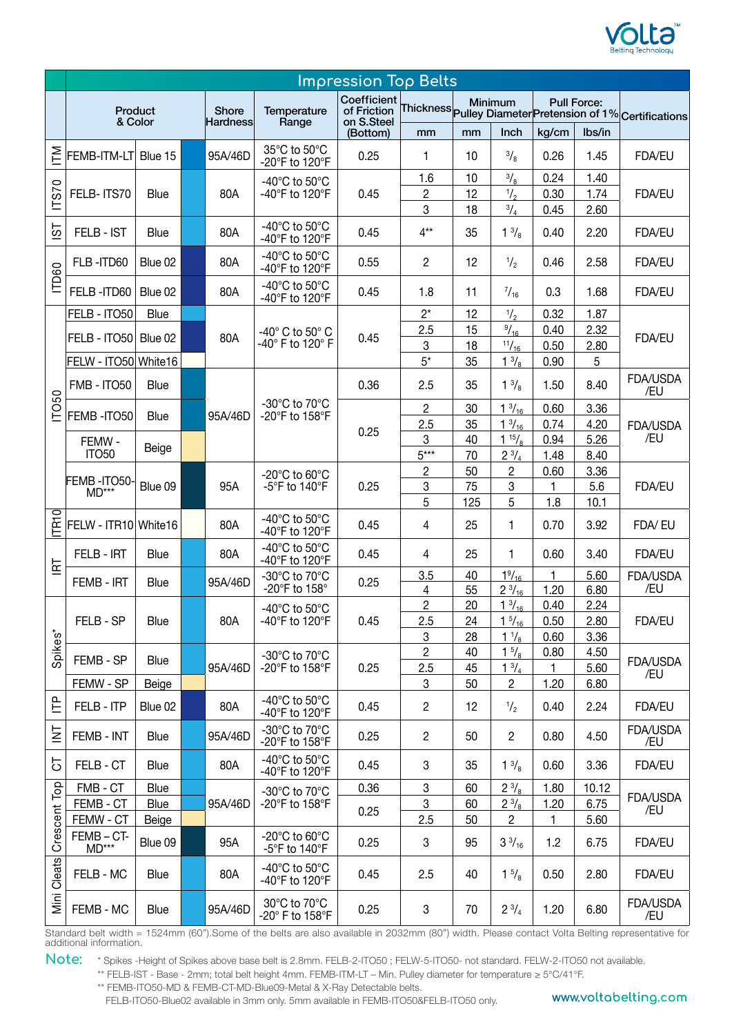# Impression Top Belts

| Series | Product & Color | | Shore Hardness | Temperature Range | Coefficient of Friction on S.Steel (Bottom) | Thickness | Minimum Pulley Diameter | | Pull Force: Pretension of 1% | | Certifications |
|---|---|---|---|---|---|---|---|---|---|---|---|
| | | | | | | mm | mm | Inch | kg/cm | lbs/in | |
| ITM | FEMB-ITM-LT | Blue 15 | 95A/46D | 35°C to 50°C -20°F to 120°F | 0.25 | 1 | 10 | 3/8 | 0.26 | 1.45 | FDA/EU |
| ITS70 | FELB- ITS70 | Blue | 80A | -40°C to 50°C -40°F to 120°F | 0.45 | 1.6 | 10 | 3/8 | 0.24 | 1.40 | FDA/EU |
| | | | | | | 2 | 12 | 1/2 | 0.30 | 1.74 | |
| | | | | | | 3 | 18 | 3/4 | 0.45 | 2.60 | |
| IST | FELB - IST | Blue | 80A | -40°C to 50°C -40°F to 120°F | 0.45 | 4** | 35 | 1 3/8 | 0.40 | 2.20 | FDA/EU |
| ITD60 | FLB -ITD60 | Blue 02 | 80A | -40°C to 50°C -40°F to 120°F | 0.55 | 2 | 12 | 1/2 | 0.46 | 2.58 | FDA/EU |
| | FELB -ITD60 | Blue 02 | 80A | -40°C to 50°C -40°F to 120°F | 0.45 | 1.8 | 11 | 7/16 | 0.3 | 1.68 | FDA/EU |
| ITO50 | FELB - ITO50 | Blue | 80A | -40° C to 50° C -40° F to 120° F | 0.45 | 2* | 12 | 1/2 | 0.32 | 1.87 | FDA/EU |
| | FELB - ITO50 | Blue 02 | | | | 2.5 | 15 | 9/16 | 0.40 | 2.32 | |
| | | | | | | 3 | 18 | 11/16 | 0.50 | 2.80 | |
| | FELW - ITO50 | White16 | | | | 5* | 35 | 1 3/8 | 0.90 | 5 | |
| | FMB - ITO50 | Blue | 95A/46D | -30°C to 70°C -20°F to 158°F | 0.36 | 2.5 | 35 | 1 3/8 | 1.50 | 8.40 | FDA/USDA /EU |
| | FEMB -ITO50 | Blue | | | 0.25 | 2 | 30 | 1 3/16 | 0.60 | 3.36 | FDA/USDA /EU |
| | | | | | | 2.5 | 35 | 1 3/16 | 0.74 | 4.20 | |
| | FEMW - ITO50 | Beige | | | | 3 | 40 | 1 15/8 | 0.94 | 5.26 | |
| | | | | | | 5*** | 70 | 2 3/4 | 1.48 | 8.40 | |
| | FEMB -ITO50-MD*** | Blue 09 | 95A | -20°C to 60°C -5°F to 140°F | 0.25 | 2 | 50 | 2 | 0.60 | 3.36 | FDA/EU |
| | | | | | | 3 | 75 | 3 | 1 | 5.6 | |
| | | | | | | 5 | 125 | 5 | 1.8 | 10.1 | |
| ITR10 | FELW - ITR10 | White16 | 80A | -40°C to 50°C -40°F to 120°F | 0.45 | 4 | 25 | 1 | 0.70 | 3.92 | FDA/ EU |
| IRT | FELB - IRT | Blue | 80A | -40°C to 50°C -40°F to 120°F | 0.45 | 4 | 25 | 1 | 0.60 | 3.40 | FDA/EU |
| | FEMB - IRT | Blue | 95A/46D | -30°C to 70°C -20°F to 158° | 0.25 | 3.5 | 40 | 1 9/16 | 1 | 5.60 | FDA/USDA /EU |
| | | | | | | 4 | 55 | 2 3/16 | 1.20 | 6.80 | |
| Spikes* | FELB - SP | Blue | 80A | -40°C to 50°C -40°F to 120°F | 0.45 | 2 | 20 | 1 3/16 | 0.40 | 2.24 | FDA/EU |
| | | | | | | 2.5 | 24 | 1 5/16 | 0.50 | 2.80 | |
| | | | | | | 3 | 28 | 1 1/8 | 0.60 | 3.36 | |
| | FEMB - SP | Blue | 95A/46D | -30°C to 70°C -20°F to 158°F | 0.25 | 2 | 40 | 1 5/8 | 0.80 | 4.50 | FDA/USDA /EU |
| | | | | | | 2.5 | 45 | 1 3/4 | 1 | 5.60 | |
| | FEMW - SP | Beige | | | | 3 | 50 | 2 | 1.20 | 6.80 | |
| ITP | FELB - ITP | Blue 02 | 80A | -40°C to 50°C -40°F to 120°F | 0.45 | 2 | 12 | 1/2 | 0.40 | 2.24 | FDA/EU |
| INT | FEMB - INT | Blue | 95A/46D | -30°C to 70°C -20°F to 158°F | 0.25 | 2 | 50 | 2 | 0.80 | 4.50 | FDA/USDA /EU |
| CT | FELB - CT | Blue | 80A | -40°C to 50°C -40°F to 120°F | 0.45 | 3 | 35 | 1 3/8 | 0.60 | 3.36 | FDA/EU |
| Crescent Top | FMB - CT | Blue | 95A/46D | -30°C to 70°C -20°F to 158°F | 0.36 | 3 | 60 | 2 3/8 | 1.80 | 10.12 | FDA/USDA /EU |
| | FEMB - CT | Blue | | | 0.25 | 3 | 60 | 2 3/8 | 1.20 | 6.75 | |
| | FEMW - CT | Beige | | | | 2.5 | 50 | 2 | 1 | 5.60 | |
| | FEMB – CT-MD*** | Blue 09 | 95A | -20°C to 60°C -5°F to 140°F | 0.25 | 3 | 95 | 3 3/16 | 1.2 | 6.75 | FDA/EU |
| Mini Cleats | FELB - MC | Blue | 80A | -40°C to 50°C -40°F to 120°F | 0.45 | 2.5 | 40 | 1 5/8 | 0.50 | 2.80 | FDA/EU |
| | FEMB - MC | Blue | 95A/46D | 30°C to 70°C -20° F to 158°F | 0.25 | 3 | 70 | 2 3/4 | 1.20 | 6.80 | FDA/USDA /EU |

Standard belt width = 1524mm (60").Some of the belts are also available in 2032mm (80") width. Please contact Volta Belting representative for additional information.

**Note:**

\* Spikes -Height of Spikes above base belt is 2.8mm. FELB-2-ITO50 ; FELW-5-ITO50- not standard. FELW-2-ITO50 not available.

\*\* FELB-IST - Base - 2mm; total belt height 4mm. FEMB-ITM-LT – Min. Pulley diameter for temperature ≥ 5°C/41°F.

\*\* FEMB-ITO50-MD & FEMB-CT-MD-Blue09-Metal & X-Ray Detectable belts.

FELB-ITO50-Blue02 available in 3mm only. 5mm available in FEMB-ITO50&FELB-ITO50 only.

www.voltabelting.com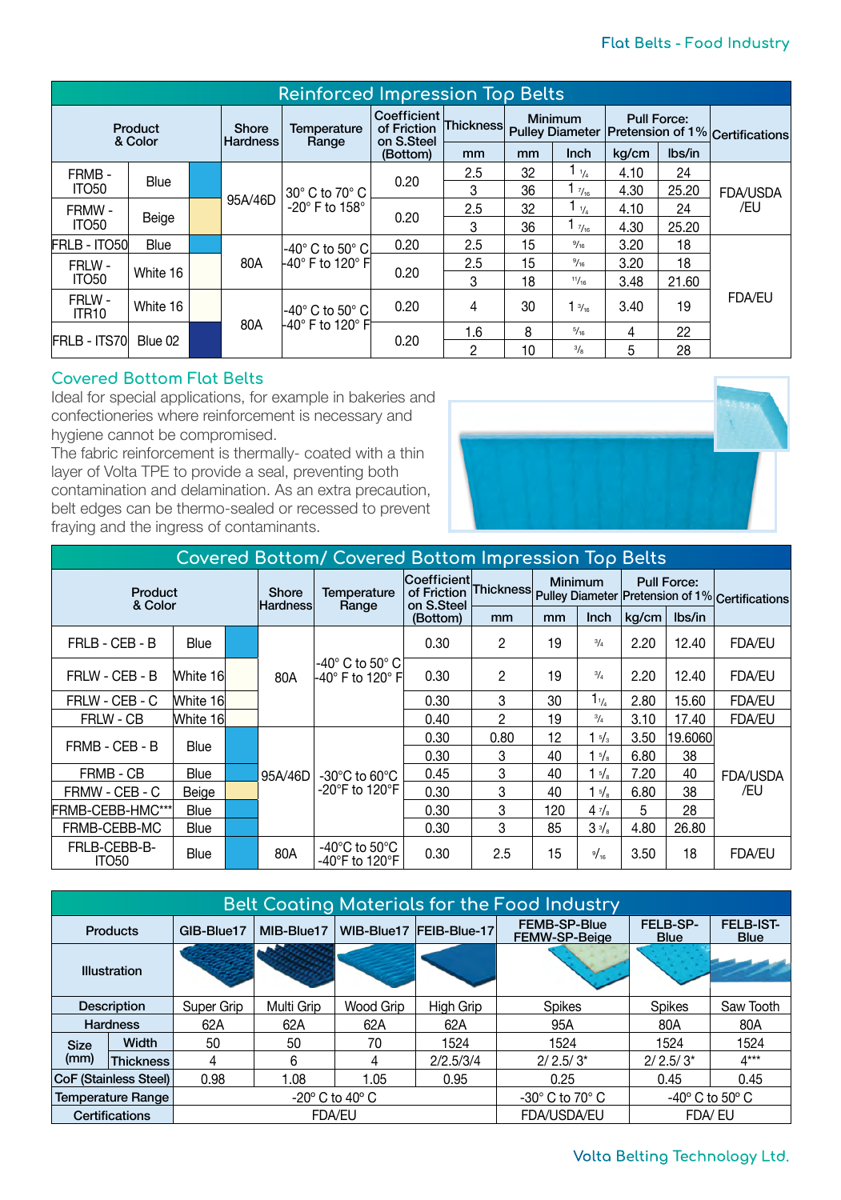## Reinforced Impression Top Belts

| Product & Color | | Shore Hardness | Temperature Range | Coefficient of Friction on S.Steel (Bottom) | Thickness | Minimum Pulley Diameter | | Pull Force: Pretension of 1% | | Certifications |
|---|---|---|---|---|---|---|---|---|---|---|
| | | | | | mm | mm | Inch | kg/cm | lbs/in | |
| FRMB - ITO50 | Blue | 95A/46D | 30° C to 70° C -20° F to 158° | 0.20 | 2.5 | 32 | 1 1/4 | 4.10 | 24 | FDA/USDA /EU |
| | | | | | 3 | 36 | 1 7/16 | 4.30 | 25.20 | |
| FRMW - ITO50 | Beige | | | 0.20 | 2.5 | 32 | 1 1/4 | 4.10 | 24 | |
| | | | | | 3 | 36 | 1 7/16 | 4.30 | 25.20 | |
| FRLB - ITO50 | Blue | 80A | -40° C to 50° C -40° F to 120° F | 0.20 | 2.5 | 15 | 9/16 | 3.20 | 18 | FDA/EU |
| FRLW - ITO50 | White 16 | | | 0.20 | 2.5 | 15 | 9/16 | 3.20 | 18 | |
| | | | | | 3 | 18 | 11/16 | 3.48 | 21.60 | |
| FRLW - ITR10 | White 16 | 80A | -40° C to 50° C -40° F to 120° F | 0.20 | 4 | 30 | 1 3/16 | 3.40 | 19 | |
| FRLB - ITS70 | Blue 02 | | | 0.20 | 1.6 | 8 | 5/16 | 4 | 22 | |
| | | | | | 2 | 10 | 3/8 | 5 | 28 | |

## Covered Bottom Flat Belts

Ideal for special applications, for example in bakeries and confectioneries where reinforcement is necessary and hygiene cannot be compromised.
The fabric reinforcement is thermally- coated with a thin layer of Volta TPE to provide a seal, preventing both contamination and delamination. As an extra precaution, belt edges can be thermo-sealed or recessed to prevent fraying and the ingress of contaminants.

## Covered Bottom/ Covered Bottom Impression Top Belts

| Product & Color | | Shore Hardness | Temperature Range | Coefficient of Friction on S.Steel (Bottom) | Thickness | Minimum Pulley Diameter | | Pull Force: Pretension of 1% | | Certifications |
|---|---|---|---|---|---|---|---|---|---|---|
| | | | | | mm | mm | Inch | kg/cm | lbs/in | |
| FRLB - CEB - B | Blue | 80A | -40° C to 50° C -40° F to 120° F | 0.30 | 2 | 19 | 3/4 | 2.20 | 12.40 | FDA/EU |
| FRLW - CEB - B | White 16 | | | 0.30 | 2 | 19 | 3/4 | 2.20 | 12.40 | FDA/EU |
| FRLW - CEB - C | White 16 | | | 0.30 | 3 | 30 | 1 1/4 | 2.80 | 15.60 | FDA/EU |
| FRLW - CB | White 16 | | | 0.40 | 2 | 19 | 3/4 | 3.10 | 17.40 | FDA/EU |
| FRMB - CEB - B | Blue | 95A/46D | -30°C to 60°C -20°F to 120°F | 0.30 | 0.80 | 12 | 1 5/3 | 3.50 | 19.6060 | FDA/USDA /EU |
| | | | | 0.30 | 3 | 40 | 1 5/8 | 6.80 | 38 | |
| FRMB - CB | Blue | | | 0.45 | 3 | 40 | 1 5/8 | 7.20 | 40 | |
| FRMW - CEB - C | Beige | | | 0.30 | 3 | 40 | 1 5/8 | 6.80 | 38 | |
| FRMB-CEBB-HMC*** | Blue | | | 0.30 | 3 | 120 | 4 7/8 | 5 | 28 | |
| FRMB-CEBB-MC | Blue | | | 0.30 | 3 | 85 | 3 3/8 | 4.80 | 26.80 | |
| FRLB-CEBB-B-ITO50 | Blue | 80A | -40°C to 50°C -40°F to 120°F | 0.30 | 2.5 | 15 | 9/16 | 3.50 | 18 | FDA/EU |

## Belt Coating Materials for the Food Industry

| Products | | GIB-Blue17 | MIB-Blue17 | WIB-Blue17 | FEIB-Blue-17 | FEMB-SP-Blue FEMW-SP-Beige | FELB-SP-Blue | FELB-IST-Blue |
|---|---|---|---|---|---|---|---|---|
| Illustration | | | | | | | | |
| Description | | Super Grip | Multi Grip | Wood Grip | High Grip | Spikes | Spikes | Saw Tooth |
| Hardness | | 62A | 62A | 62A | 62A | 95A | 80A | 80A |
| Size (mm) | Width | 50 | 50 | 70 | 1524 | 1524 | 1524 | 1524 |
| | Thickness | 4 | 6 | 4 | 2/2.5/3/4 | 2/ 2.5/ 3* | 2/ 2.5/ 3* | 4*** |
| CoF (Stainless Steel) | | 0.98 | 1.08 | 1.05 | 0.95 | 0.25 | 0.45 | 0.45 |
| Temperature Range | | -20° C to 40° C | | | | -30° C to 70° C | -40° C to 50° C | |
| Certifications | | FDA/EU | | | | FDA/USDA/EU | FDA/ EU | |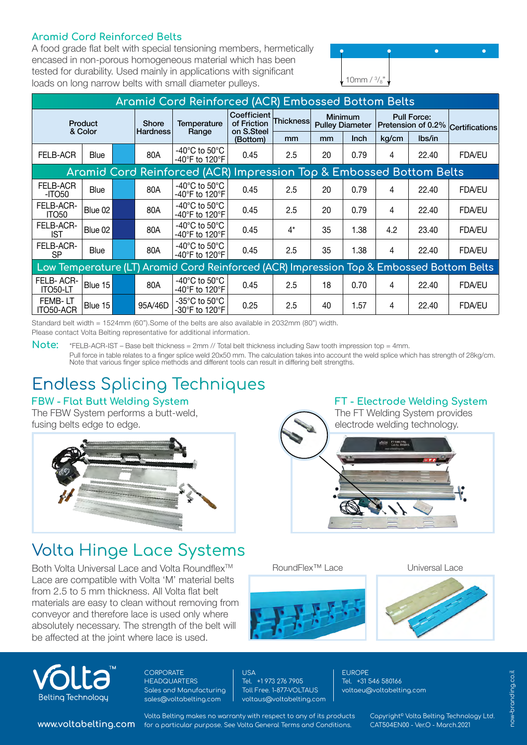## Aramid Cord Reinforced Belts

A food grade flat belt with special tensioning members, hermetically encased in non-porous homogeneous material which has been tested for durability. Used mainly in applications with significant loads on long narrow belts with small diameter pulleys.

10mm / 3/8"

| Product & Color | | | Shore Hardness | Temperature Range | Coefficient of Friction on S.Steel (Bottom) | Thickness | Minimum Pulley Diameter | | Pull Force: Pretension of 0.2% | | Certifications |
|---|---|---|---|---|---|---|---|---|---|---|---|
| | | | | | | mm | mm | Inch | kg/cm | lbs/in | |
| **Aramid Cord Reinforced (ACR) Embossed Bottom Belts** | | | | | | | | | | | |
| FELB-ACR | Blue | | 80A | -40°C to 50°C -40°F to 120°F | 0.45 | 2.5 | 20 | 0.79 | 4 | 22.40 | FDA/EU |
| **Aramid Cord Reinforced (ACR) Impression Top & Embossed Bottom Belts** | | | | | | | | | | | |
| FELB-ACR -ITO50 | Blue | | 80A | -40°C to 50°C -40°F to 120°F | 0.45 | 2.5 | 20 | 0.79 | 4 | 22.40 | FDA/EU |
| FELB-ACR-ITO50 | Blue 02 | | 80A | -40°C to 50°C -40°F to 120°F | 0.45 | 2.5 | 20 | 0.79 | 4 | 22.40 | FDA/EU |
| FELB-ACR-IST | Blue 02 | | 80A | -40°C to 50°C -40°F to 120°F | 0.45 | 4* | 35 | 1.38 | 4.2 | 23.40 | FDA/EU |
| FELB-ACR-SP | Blue | | 80A | -40°C to 50°C -40°F to 120°F | 0.45 | 2.5 | 35 | 1.38 | 4 | 22.40 | FDA/EU |
| **Low Temperature (LT) Aramid Cord Reinforced (ACR) Impression Top & Embossed Bottom Belts** | | | | | | | | | | | |
| FELB- ACR-ITO50-LT | Blue 15 | | 80A | -40°C to 50°C -40°F to 120°F | 0.45 | 2.5 | 18 | 0.70 | 4 | 22.40 | FDA/EU |
| FEMB- LT ITO50-ACR | Blue 15 | | 95A/46D | -35°C to 50°C -30°F to 120°F | 0.25 | 2.5 | 40 | 1.57 | 4 | 22.40 | FDA/EU |

Standard belt width = 1524mm (60").Some of the belts are also available in 2032mm (80") width.
Please contact Volta Belting representative for additional information.

**Note:** *FELB-ACR-IST – Base belt thickness = 2mm // Total belt thickness including Saw tooth impression top = 4mm.
Pull force in table relates to a finger splice weld 20x50 mm. The calculation takes into account the weld splice which has strength of 28kg/cm. Note that various finger splice methods and different tools can result in differing belt strengths.

# Endless Splicing Techniques

### FBW - Flat Butt Welding System

The FBW System performs a butt-weld, fusing belts edge to edge.

### FT - Electrode Welding System

The FT Welding System provides electrode welding technology.

# Volta Hinge Lace Systems

Both Volta Universal Lace and Volta Roundflex™ Lace are compatible with Volta 'M' material belts from 2.5 to 5 mm thickness. All Volta flat belt materials are easy to clean without removing from conveyor and therefore lace is used only where absolutely necessary. The strength of the belt will be affected at the joint where lace is used.

RoundFlex™ Lace

Universal Lace

Volta™ Belting Technology

CORPORATE HEADQUARTERS
Sales and Manufacturing
sales@voltabelting.com

USA
Tel. +1 973 276 7905
Toll Free. 1-877-VOLTAUS
voltaus@voltabelting.com

EUROPE
Tel. +31 546 580166
voltaeu@voltabelting.com

www.voltabelting.com

Volta Belting makes no warranty with respect to any of its products for a particular purpose. See Volta General Terms and Conditions.

Copyright© Volta Belting Technology Ltd.
CAT504EN00 - Ver.O - March.2021

now-branding.co.il